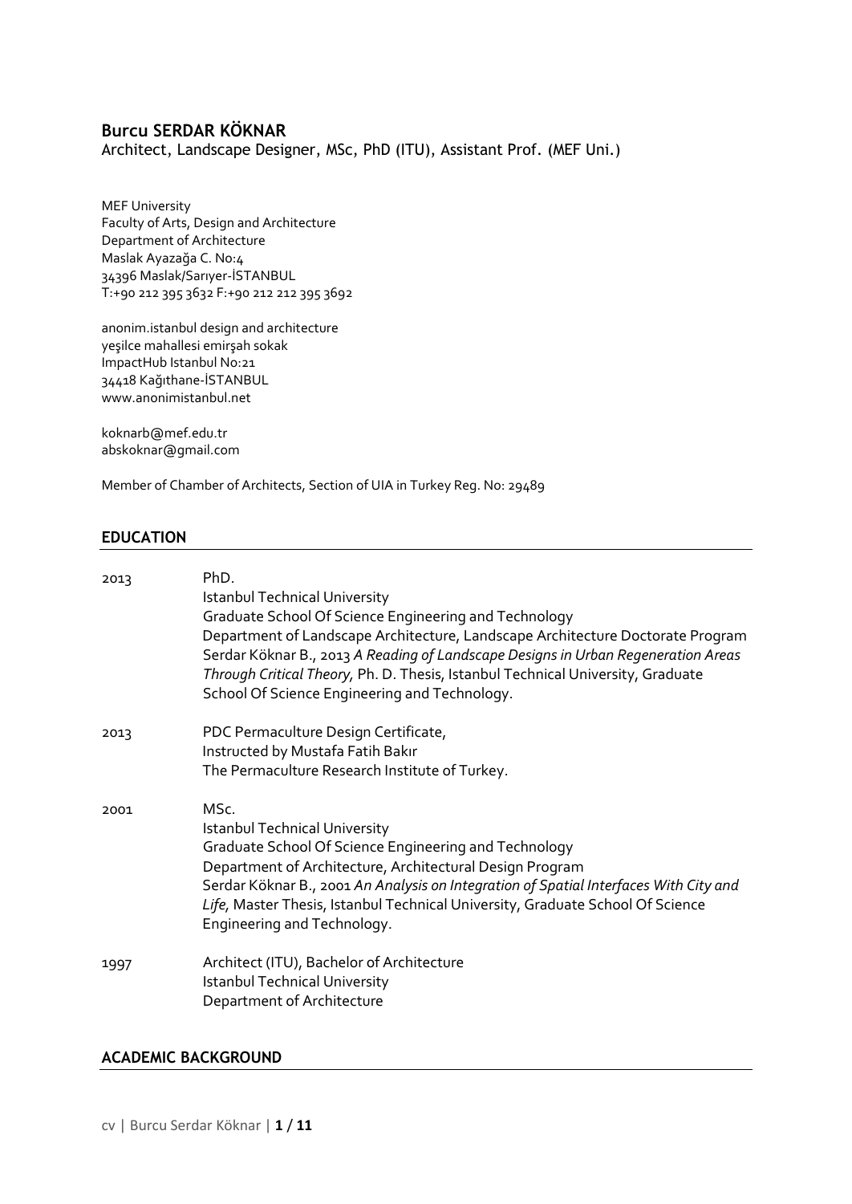# Burcu SERDAR KÖKNAR

Architect, Landscape Designer, MSc, PhD (ITU), Assistant Prof. (MEF Uni.)

MEF University
Faculty of Arts, Design and Architecture
Department of Architecture
Maslak Ayazağa C. No:4
34396 Maslak/Sarıyer-İSTANBUL
T:+90 212 395 3632 F:+90 212 212 395 3692

anonim.istanbul design and architecture
yeşilce mahallesi emirşah sokak
ImpactHub Istanbul No:21
34418 Kağıthane-İSTANBUL
www.anonimistanbul.net

koknarb@mef.edu.tr
abskoknar@gmail.com

Member of Chamber of Architects, Section of UIA in Turkey Reg. No: 29489

## EDUCATION

**2013** PhD.
Istanbul Technical University
Graduate School Of Science Engineering and Technology
Department of Landscape Architecture, Landscape Architecture Doctorate Program
Serdar Köknar B., 2013 *A Reading of Landscape Designs in Urban Regeneration Areas Through Critical Theory,* Ph. D. Thesis, Istanbul Technical University, Graduate School Of Science Engineering and Technology.

**2013** PDC Permaculture Design Certificate,
Instructed by Mustafa Fatih Bakır
The Permaculture Research Institute of Turkey.

**2001** MSc.
Istanbul Technical University
Graduate School Of Science Engineering and Technology
Department of Architecture, Architectural Design Program
Serdar Köknar B., 2001 *An Analysis on Integration of Spatial Interfaces With City and Life,* Master Thesis, Istanbul Technical University, Graduate School Of Science Engineering and Technology.

**1997** Architect (ITU), Bachelor of Architecture
Istanbul Technical University
Department of Architecture

## ACADEMIC BACKGROUND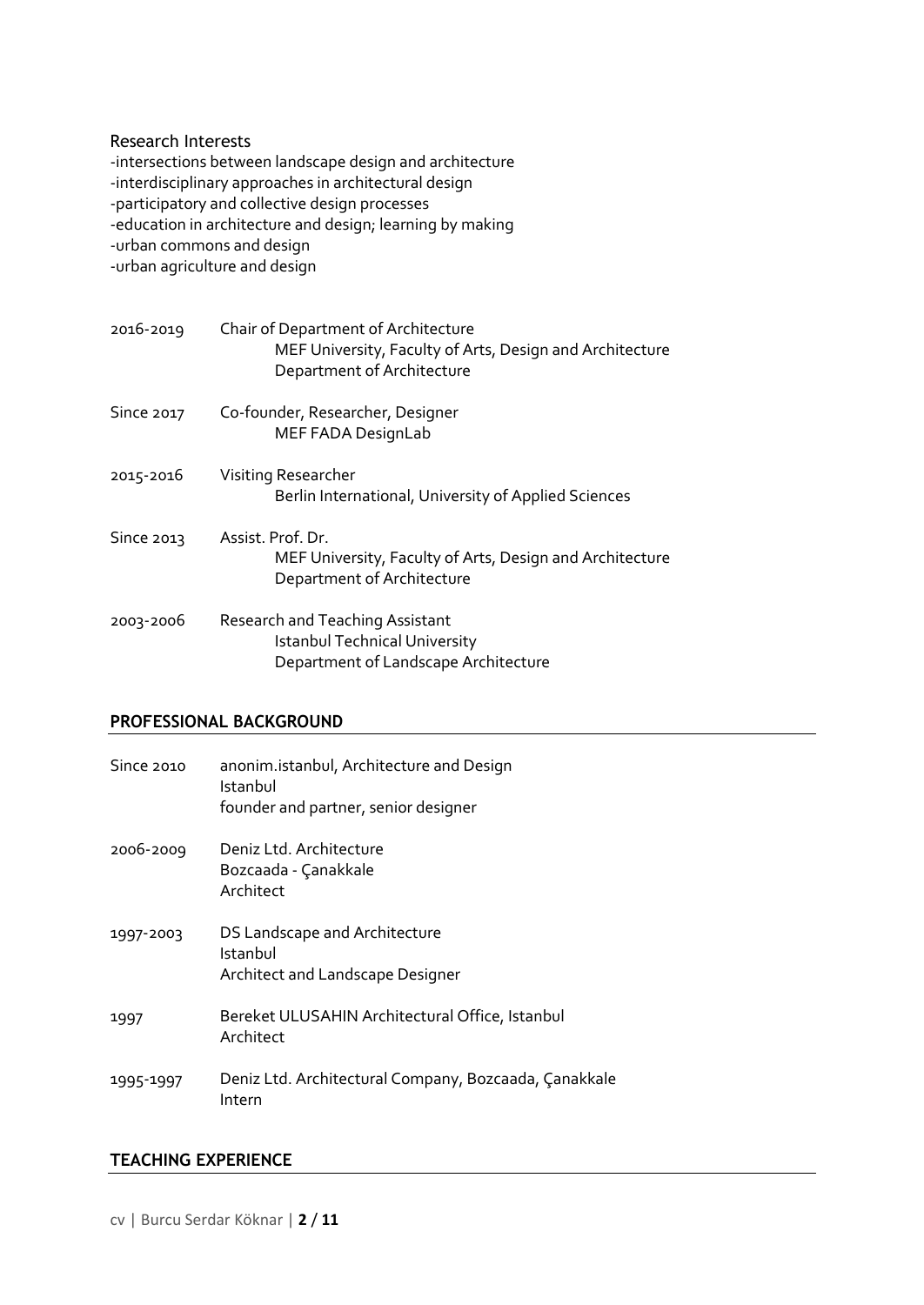### Research Interests

-intersections between landscape design and architecture
-interdisciplinary approaches in architectural design
-participatory and collective design processes
-education in architecture and design; learning by making
-urban commons and design
-urban agriculture and design

| | |
|---|---|
| 2016-2019 | Chair of Department of Architecture<br>MEF University, Faculty of Arts, Design and Architecture<br>Department of Architecture |
| Since 2017 | Co-founder, Researcher, Designer<br>MEF FADA DesignLab |
| 2015-2016 | Visiting Researcher<br>Berlin International, University of Applied Sciences |
| Since 2013 | Assist. Prof. Dr.<br>MEF University, Faculty of Arts, Design and Architecture<br>Department of Architecture |
| 2003-2006 | Research and Teaching Assistant<br>Istanbul Technical University<br>Department of Landscape Architecture |

## PROFESSIONAL BACKGROUND

| | |
|---|---|
| Since 2010 | anonim.istanbul, Architecture and Design<br>Istanbul<br>founder and partner, senior designer |
| 2006-2009 | Deniz Ltd. Architecture<br>Bozcaada - Çanakkale<br>Architect |
| 1997-2003 | DS Landscape and Architecture<br>Istanbul<br>Architect and Landscape Designer |
| 1997 | Bereket ULUSAHIN Architectural Office, Istanbul<br>Architect |
| 1995-1997 | Deniz Ltd. Architectural Company, Bozcaada, Çanakkale<br>Intern |

## TEACHING EXPERIENCE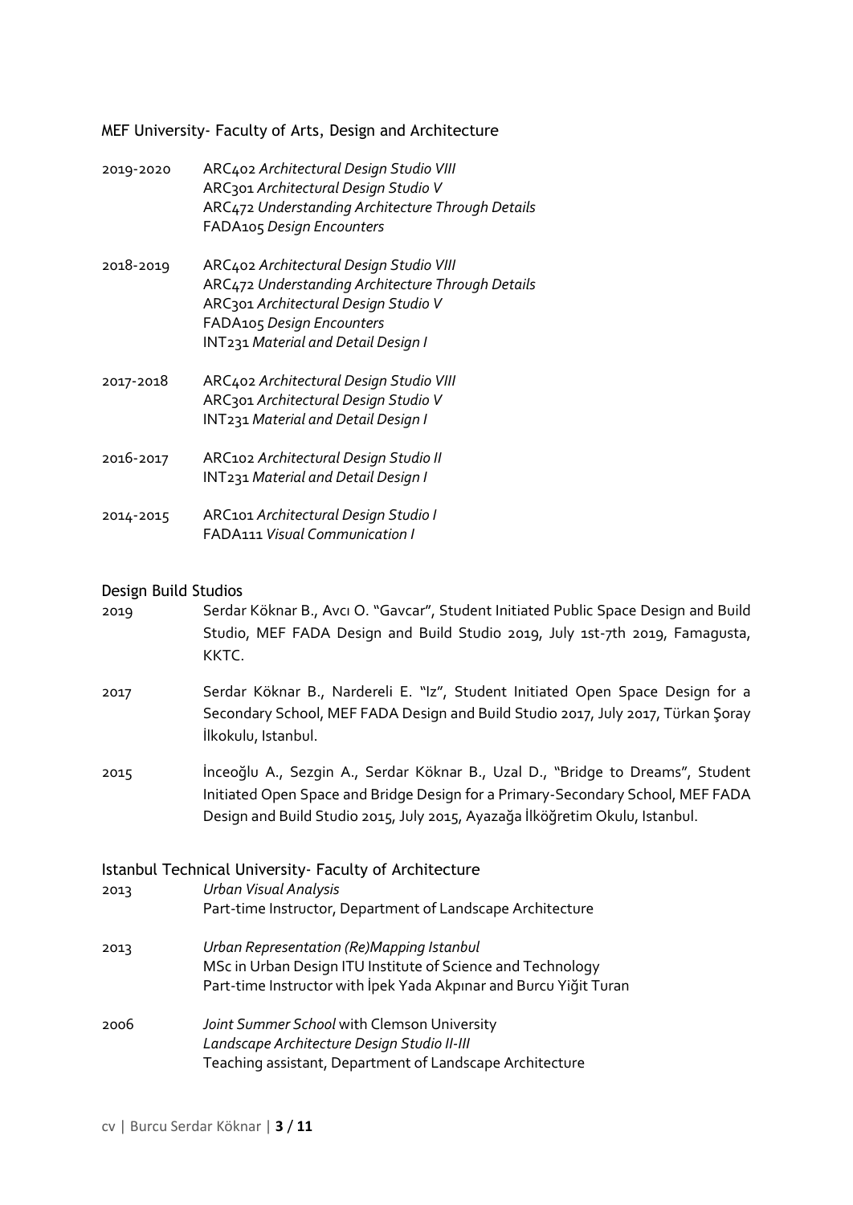## MEF University- Faculty of Arts, Design and Architecture

2019-2020 ARC402 *Architectural Design Studio VIII*
ARC301 *Architectural Design Studio V*
ARC472 *Understanding Architecture Through Details*
FADA105 *Design Encounters*

2018-2019 ARC402 *Architectural Design Studio VIII*
ARC472 *Understanding Architecture Through Details*
ARC301 *Architectural Design Studio V*
FADA105 *Design Encounters*
INT231 *Material and Detail Design I*

2017-2018 ARC402 *Architectural Design Studio VIII*
ARC301 *Architectural Design Studio V*
INT231 *Material and Detail Design I*

2016-2017 ARC102 *Architectural Design Studio II*
INT231 *Material and Detail Design I*

2014-2015 ARC101 *Architectural Design Studio I*
FADA111 *Visual Communication I*

## Design Build Studios

2019 Serdar Köknar B., Avcı O. "Gavcar", Student Initiated Public Space Design and Build Studio, MEF FADA Design and Build Studio 2019, July 1st-7th 2019, Famagusta, KKTC.

2017 Serdar Köknar B., Nardereli E. "Iz", Student Initiated Open Space Design for a Secondary School, MEF FADA Design and Build Studio 2017, July 2017, Türkan Şoray İlkokulu, Istanbul.

2015 İnceoğlu A., Sezgin A., Serdar Köknar B., Uzal D., "Bridge to Dreams", Student Initiated Open Space and Bridge Design for a Primary-Secondary School, MEF FADA Design and Build Studio 2015, July 2015, Ayazağa İlköğretim Okulu, Istanbul.

## Istanbul Technical University- Faculty of Architecture

2013 *Urban Visual Analysis*
Part-time Instructor, Department of Landscape Architecture

2013 *Urban Representation (Re)Mapping Istanbul*
MSc in Urban Design ITU Institute of Science and Technology
Part-time Instructor with İpek Yada Akpınar and Burcu Yiğit Turan

2006 *Joint Summer School* with Clemson University
*Landscape Architecture Design Studio II-III*
Teaching assistant, Department of Landscape Architecture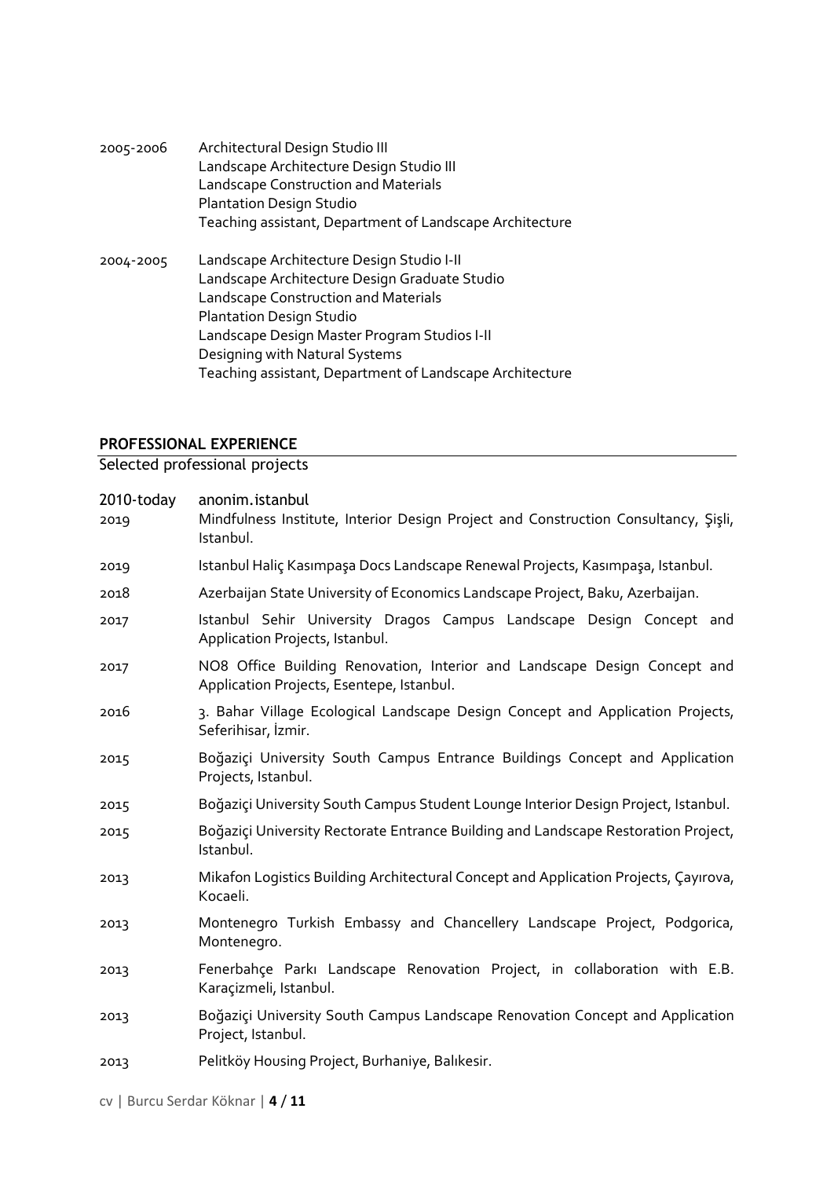**2005-2006**

Architectural Design Studio III
Landscape Architecture Design Studio III
Landscape Construction and Materials
Plantation Design Studio
Teaching assistant, Department of Landscape Architecture

**2004-2005**

Landscape Architecture Design Studio I-II
Landscape Architecture Design Graduate Studio
Landscape Construction and Materials
Plantation Design Studio
Landscape Design Master Program Studios I-II
Designing with Natural Systems
Teaching assistant, Department of Landscape Architecture

## PROFESSIONAL EXPERIENCE

Selected professional projects

**2010-today** anonim.istanbul

- **2019** Mindfulness Institute, Interior Design Project and Construction Consultancy, Şişli, Istanbul.
- **2019** Istanbul Haliç Kasımpaşa Docs Landscape Renewal Projects, Kasımpaşa, Istanbul.
- **2018** Azerbaijan State University of Economics Landscape Project, Baku, Azerbaijan.
- **2017** Istanbul Sehir University Dragos Campus Landscape Design Concept and Application Projects, Istanbul.
- **2017** NO8 Office Building Renovation, Interior and Landscape Design Concept and Application Projects, Esentepe, Istanbul.
- **2016** 3. Bahar Village Ecological Landscape Design Concept and Application Projects, Seferihisar, İzmir.
- **2015** Boğaziçi University South Campus Entrance Buildings Concept and Application Projects, Istanbul.
- **2015** Boğaziçi University South Campus Student Lounge Interior Design Project, Istanbul.
- **2015** Boğaziçi University Rectorate Entrance Building and Landscape Restoration Project, Istanbul.
- **2013** Mikafon Logistics Building Architectural Concept and Application Projects, Çayırova, Kocaeli.
- **2013** Montenegro Turkish Embassy and Chancellery Landscape Project, Podgorica, Montenegro.
- **2013** Fenerbahçe Parkı Landscape Renovation Project, in collaboration with E.B. Karaçizmeli, Istanbul.
- **2013** Boğaziçi University South Campus Landscape Renovation Concept and Application Project, Istanbul.
- **2013** Pelitköy Housing Project, Burhaniye, Balıkesir.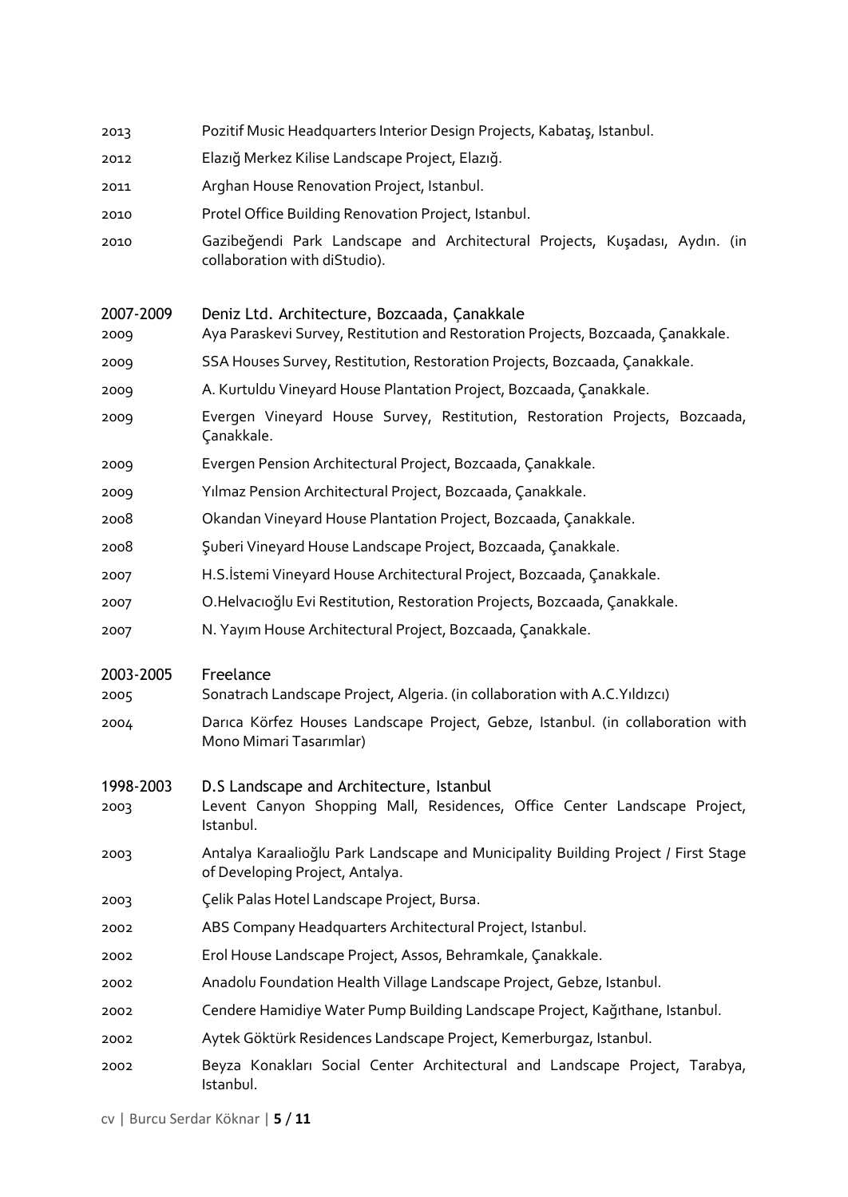| | |
|---|---|
| 2013 | Pozitif Music Headquarters Interior Design Projects, Kabataş, Istanbul. |
| 2012 | Elazığ Merkez Kilise Landscape Project, Elazığ. |
| 2011 | Arghan House Renovation Project, Istanbul. |
| 2010 | Protel Office Building Renovation Project, Istanbul. |
| 2010 | Gazibeğendi Park Landscape and Architectural Projects, Kuşadası, Aydın. (in collaboration with diStudio). |

**2007-2009 Deniz Ltd. Architecture, Bozcaada, Çanakkale**

| | |
|---|---|
| 2009 | Aya Paraskevi Survey, Restitution and Restoration Projects, Bozcaada, Çanakkale. |
| 2009 | SSA Houses Survey, Restitution, Restoration Projects, Bozcaada, Çanakkale. |
| 2009 | A. Kurtuldu Vineyard House Plantation Project, Bozcaada, Çanakkale. |
| 2009 | Evergen Vineyard House Survey, Restitution, Restoration Projects, Bozcaada, Çanakkale. |
| 2009 | Evergen Pension Architectural Project, Bozcaada, Çanakkale. |
| 2009 | Yılmaz Pension Architectural Project, Bozcaada, Çanakkale. |
| 2008 | Okandan Vineyard House Plantation Project, Bozcaada, Çanakkale. |
| 2008 | Şuberi Vineyard House Landscape Project, Bozcaada, Çanakkale. |
| 2007 | H.S.İstemi Vineyard House Architectural Project, Bozcaada, Çanakkale. |
| 2007 | O.Helvacıoğlu Evi Restitution, Restoration Projects, Bozcaada, Çanakkale. |
| 2007 | N. Yayım House Architectural Project, Bozcaada, Çanakkale. |

**2003-2005 Freelance**

| | |
|---|---|
| 2005 | Sonatrach Landscape Project, Algeria. (in collaboration with A.C.Yıldızcı) |
| 2004 | Darıca Körfez Houses Landscape Project, Gebze, Istanbul. (in collaboration with Mono Mimari Tasarımlar) |

**1998-2003 D.S Landscape and Architecture, Istanbul**

| | |
|---|---|
| 2003 | Levent Canyon Shopping Mall, Residences, Office Center Landscape Project, Istanbul. |
| 2003 | Antalya Karaalioğlu Park Landscape and Municipality Building Project / First Stage of Developing Project, Antalya. |
| 2003 | Çelik Palas Hotel Landscape Project, Bursa. |
| 2002 | ABS Company Headquarters Architectural Project, Istanbul. |
| 2002 | Erol House Landscape Project, Assos, Behramkale, Çanakkale. |
| 2002 | Anadolu Foundation Health Village Landscape Project, Gebze, Istanbul. |
| 2002 | Cendere Hamidiye Water Pump Building Landscape Project, Kağıthane, Istanbul. |
| 2002 | Aytek Göktürk Residences Landscape Project, Kemerburgaz, Istanbul. |
| 2002 | Beyza Konakları Social Center Architectural and Landscape Project, Tarabya, Istanbul. |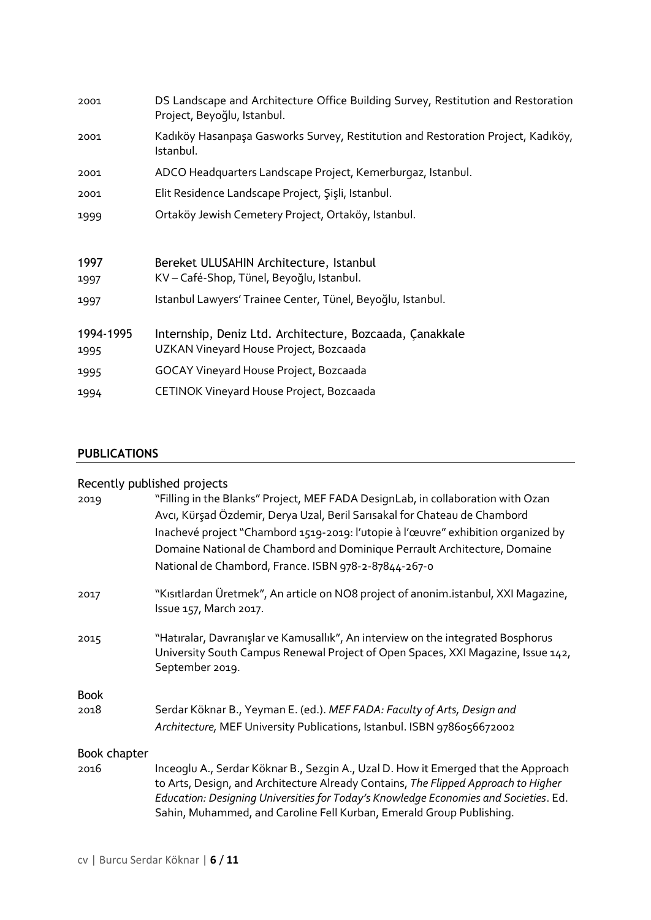2001 DS Landscape and Architecture Office Building Survey, Restitution and Restoration Project, Beyoğlu, Istanbul.

2001 Kadıköy Hasanpaşa Gasworks Survey, Restitution and Restoration Project, Kadıköy, Istanbul.

2001 ADCO Headquarters Landscape Project, Kemerburgaz, Istanbul.

2001 Elit Residence Landscape Project, Şişli, Istanbul.

1999 Ortaköy Jewish Cemetery Project, Ortaköy, Istanbul.

1997 Bereket ULUSAHIN Architecture, Istanbul

1997 KV – Café-Shop, Tünel, Beyoğlu, Istanbul.

1997 Istanbul Lawyers' Trainee Center, Tünel, Beyoğlu, Istanbul.

1994-1995 Internship, Deniz Ltd. Architecture, Bozcaada, Çanakkale

1995 UZKAN Vineyard House Project, Bozcaada

1995 GOCAY Vineyard House Project, Bozcaada

1994 CETINOK Vineyard House Project, Bozcaada

## PUBLICATIONS

### Recently published projects

2019 "Filling in the Blanks" Project, MEF FADA DesignLab, in collaboration with Ozan Avcı, Kürşad Özdemir, Derya Uzal, Beril Sarısakal for Chateau de Chambord Inachevé project "Chambord 1519-2019: l'utopie à l'œuvre" exhibition organized by Domaine National de Chambord and Dominique Perrault Architecture, Domaine National de Chambord, France. ISBN 978-2-87844-267-0

2017 "Kısıtlardan Üretmek", An article on NO8 project of anonim.istanbul, XXI Magazine, Issue 157, March 2017.

2015 "Hatıralar, Davranışlar ve Kamusallık", An interview on the integrated Bosphorus University South Campus Renewal Project of Open Spaces, XXI Magazine, Issue 142, September 2019.

### Book

2018 Serdar Köknar B., Yeyman E. (ed.). *MEF FADA: Faculty of Arts, Design and Architecture,* MEF University Publications, Istanbul. ISBN 9786056672002

### Book chapter

2016 Inceoglu A., Serdar Köknar B., Sezgin A., Uzal D. How it Emerged that the Approach to Arts, Design, and Architecture Already Contains, *The Flipped Approach to Higher Education: Designing Universities for Today's Knowledge Economies and Societies*. Ed. Sahin, Muhammed, and Caroline Fell Kurban, Emerald Group Publishing.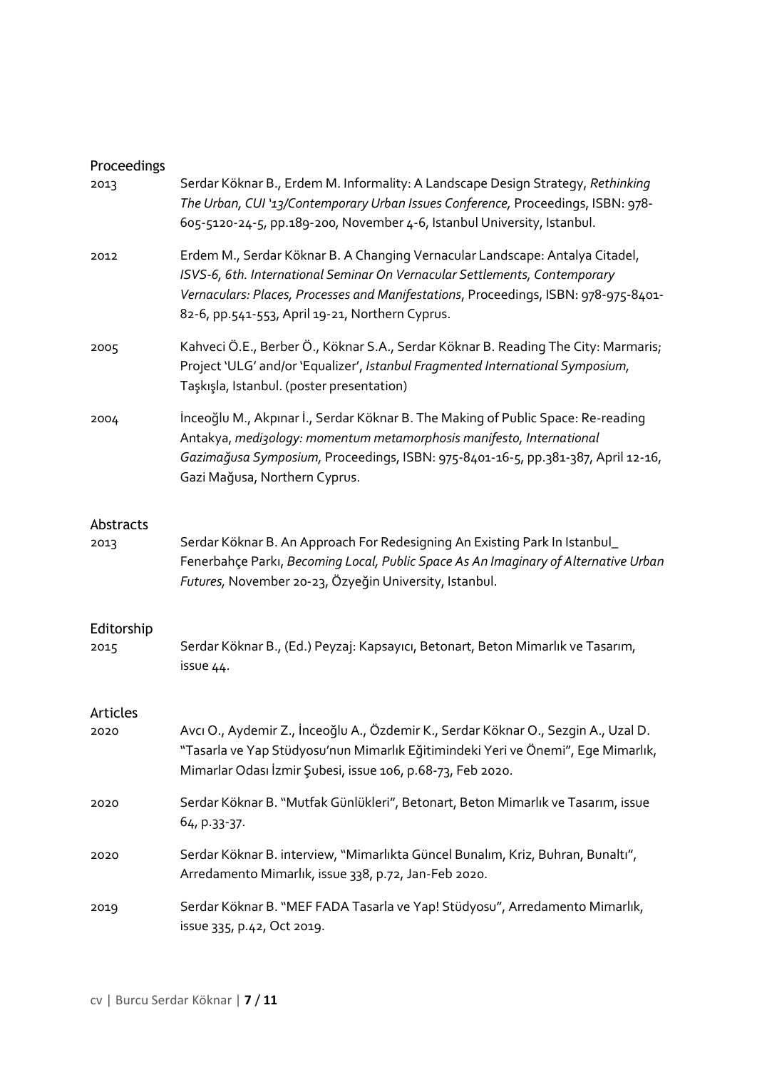## Proceedings

2013 Serdar Köknar B., Erdem M. Informality: A Landscape Design Strategy, *Rethinking The Urban, CUI '13/Contemporary Urban Issues Conference,* Proceedings, ISBN: 978-605-5120-24-5, pp.189-200, November 4-6, Istanbul University, Istanbul.

2012 Erdem M., Serdar Köknar B. A Changing Vernacular Landscape: Antalya Citadel, *ISVS-6, 6th. International Seminar On Vernacular Settlements, Contemporary Vernaculars: Places, Processes and Manifestations*, Proceedings, ISBN: 978-975-8401-82-6, pp.541-553, April 19-21, Northern Cyprus.

2005 Kahveci Ö.E., Berber Ö., Köknar S.A., Serdar Köknar B. Reading The City: Marmaris; Project 'ULG' and/or 'Equalizer', *Istanbul Fragmented International Symposium,* Taşkışla, Istanbul. (poster presentation)

2004 İnceoğlu M., Akpınar İ., Serdar Köknar B. The Making of Public Space: Re-reading Antakya, *medi3ology: momentum metamorphosis manifesto, International Gazimağusa Symposium,* Proceedings, ISBN: 975-8401-16-5, pp.381-387, April 12-16, Gazi Mağusa, Northern Cyprus.

## Abstracts

2013 Serdar Köknar B. An Approach For Redesigning An Existing Park In Istanbul_ Fenerbahçe Parkı, *Becoming Local, Public Space As An Imaginary of Alternative Urban Futures,* November 20-23, Özyeğin University, Istanbul.

## Editorship

2015 Serdar Köknar B., (Ed.) Peyzaj: Kapsayıcı, Betonart, Beton Mimarlık ve Tasarım, issue 44.

## Articles

2020 Avcı O., Aydemir Z., İnceoğlu A., Özdemir K., Serdar Köknar O., Sezgin A., Uzal D. "Tasarla ve Yap Stüdyosu'nun Mimarlık Eğitimindeki Yeri ve Önemi", Ege Mimarlık, Mimarlar Odası İzmir Şubesi, issue 106, p.68-73, Feb 2020.

2020 Serdar Köknar B. "Mutfak Günlükleri", Betonart, Beton Mimarlık ve Tasarım, issue 64, p.33-37.

2020 Serdar Köknar B. interview, "Mimarlıkta Güncel Bunalım, Kriz, Buhran, Bunaltı", Arredamento Mimarlık, issue 338, p.72, Jan-Feb 2020.

2019 Serdar Köknar B. "MEF FADA Tasarla ve Yap! Stüdyosu", Arredamento Mimarlık, issue 335, p.42, Oct 2019.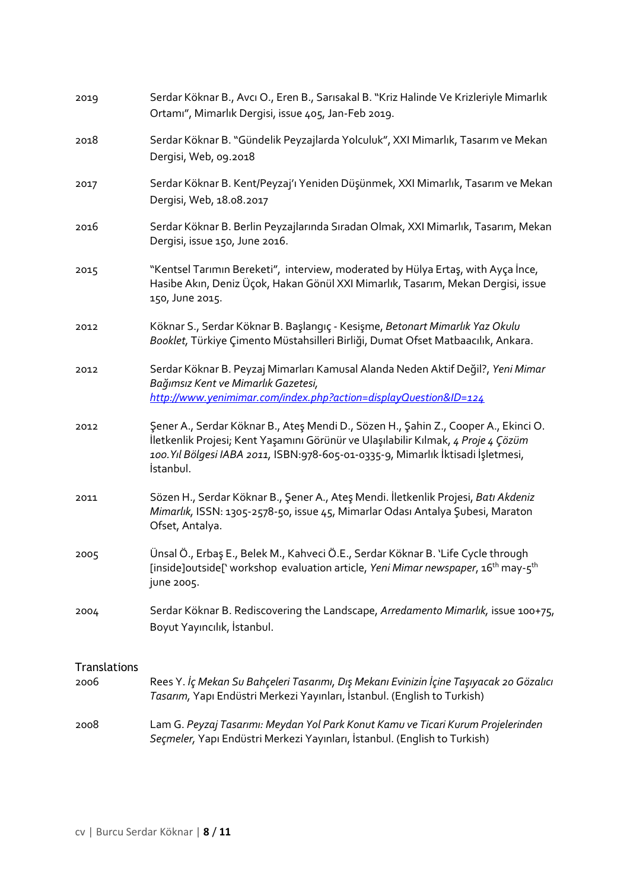2019 Serdar Köknar B., Avcı O., Eren B., Sarısakal B. "Kriz Halinde Ve Krizleriyle Mimarlık Ortamı", Mimarlık Dergisi, issue 405, Jan-Feb 2019.

2018 Serdar Köknar B. "Gündelik Peyzajlarda Yolculuk", XXI Mimarlık, Tasarım ve Mekan Dergisi, Web, 09.2018

2017 Serdar Köknar B. Kent/Peyzaj'ı Yeniden Düşünmek, XXI Mimarlık, Tasarım ve Mekan Dergisi, Web, 18.08.2017

2016 Serdar Köknar B. Berlin Peyzajlarında Sıradan Olmak, XXI Mimarlık, Tasarım, Mekan Dergisi, issue 150, June 2016.

2015 "Kentsel Tarımın Bereketi", interview, moderated by Hülya Ertaş, with Ayça İnce, Hasibe Akın, Deniz Üçok, Hakan Gönül XXI Mimarlık, Tasarım, Mekan Dergisi, issue 150, June 2015.

2012 Köknar S., Serdar Köknar B. Başlangıç - Kesişme, *Betonart Mimarlık Yaz Okulu Booklet,* Türkiye Çimento Müstahsilleri Birliği, Dumat Ofset Matbaacılık, Ankara.

2012 Serdar Köknar B. Peyzaj Mimarları Kamusal Alanda Neden Aktif Değil?, *Yeni Mimar Bağımsız Kent ve Mimarlık Gazetesi,* http://www.yenimimar.com/index.php?action=displayQuestion&ID=124

2012 Şener A., Serdar Köknar B., Ateş Mendi D., Sözen H., Şahin Z., Cooper A., Ekinci O. İletkenlik Projesi; Kent Yaşamını Görünür ve Ulaşılabilir Kılmak, *4 Proje 4 Çözüm 100.Yıl Bölgesi IABA 2011,* ISBN:978-605-01-0335-9, Mimarlık İktisadi İşletmesi, İstanbul.

2011 Sözen H., Serdar Köknar B., Şener A., Ateş Mendi. İletkenlik Projesi, *Batı Akdeniz Mimarlık,* ISSN: 1305-2578-50, issue 45, Mimarlar Odası Antalya Şubesi, Maraton Ofset, Antalya.

2005 Ünsal Ö., Erbaş E., Belek M., Kahveci Ö.E., Serdar Köknar B. 'Life Cycle through [inside]outside[' workshop evaluation article, *Yeni Mimar newspaper*, 16th may-5th june 2005.

2004 Serdar Köknar B. Rediscovering the Landscape, *Arredamento Mimarlık,* issue 100+75, Boyut Yayıncılık, İstanbul.

## Translations

2006 Rees Y. *İç Mekan Su Bahçeleri Tasarımı, Dış Mekanı Evinizin İçine Taşıyacak 20 Gözalıcı Tasarım,* Yapı Endüstri Merkezi Yayınları, İstanbul. (English to Turkish)

2008 Lam G. *Peyzaj Tasarımı: Meydan Yol Park Konut Kamu ve Ticari Kurum Projelerinden Seçmeler,* Yapı Endüstri Merkezi Yayınları, İstanbul. (English to Turkish)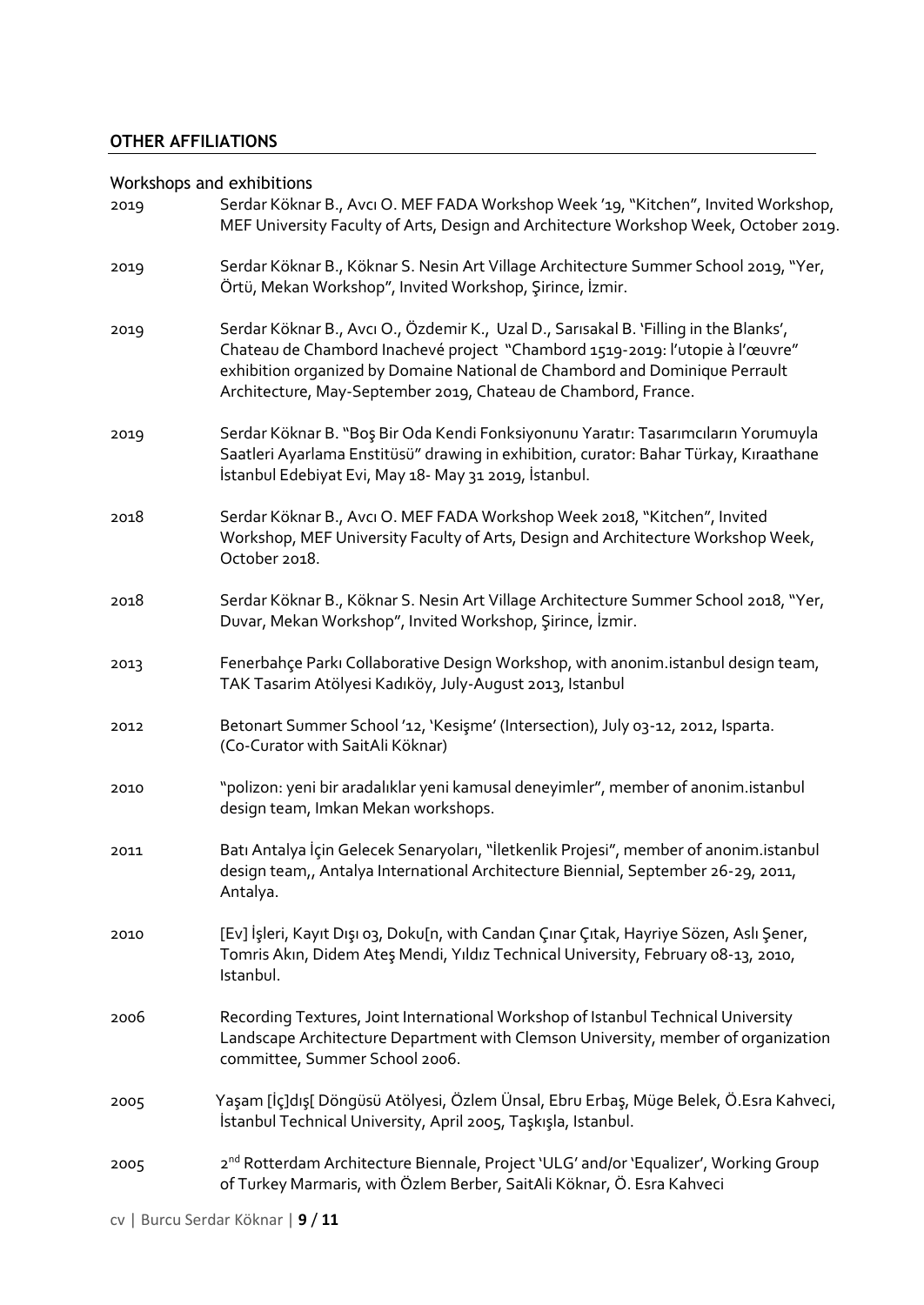## OTHER AFFILIATIONS

### Workshops and exhibitions

2019 Serdar Köknar B., Avcı O. MEF FADA Workshop Week '19, "Kitchen", Invited Workshop, MEF University Faculty of Arts, Design and Architecture Workshop Week, October 2019.

2019 Serdar Köknar B., Köknar S. Nesin Art Village Architecture Summer School 2019, "Yer, Örtü, Mekan Workshop", Invited Workshop, Şirince, İzmir.

2019 Serdar Köknar B., Avcı O., Özdemir K., Uzal D., Sarısakal B. 'Filling in the Blanks', Chateau de Chambord Inachevé project "Chambord 1519-2019: l'utopie à l'œuvre" exhibition organized by Domaine National de Chambord and Dominique Perrault Architecture, May-September 2019, Chateau de Chambord, France.

2019 Serdar Köknar B. "Boş Bir Oda Kendi Fonksiyonunu Yaratır: Tasarımcıların Yorumuyla Saatleri Ayarlama Enstitüsü" drawing in exhibition, curator: Bahar Türkay, Kıraathane İstanbul Edebiyat Evi, May 18- May 31 2019, İstanbul.

2018 Serdar Köknar B., Avcı O. MEF FADA Workshop Week 2018, "Kitchen", Invited Workshop, MEF University Faculty of Arts, Design and Architecture Workshop Week, October 2018.

2018 Serdar Köknar B., Köknar S. Nesin Art Village Architecture Summer School 2018, "Yer, Duvar, Mekan Workshop", Invited Workshop, Şirince, İzmir.

2013 Fenerbahçe Parkı Collaborative Design Workshop, with anonim.istanbul design team, TAK Tasarim Atölyesi Kadıköy, July-August 2013, Istanbul

2012 Betonart Summer School '12, 'Kesişme' (Intersection), July 03-12, 2012, Isparta. (Co-Curator with SaitAli Köknar)

2010 "polizon: yeni bir aradalıklar yeni kamusal deneyimler", member of anonim.istanbul design team, Imkan Mekan workshops.

2011 Batı Antalya İçin Gelecek Senaryoları, "İletkenlik Projesi", member of anonim.istanbul design team,, Antalya International Architecture Biennial, September 26-29, 2011, Antalya.

2010 [Ev] İşleri, Kayıt Dışı 03, Doku[n, with Candan Çınar Çıtak, Hayriye Sözen, Aslı Şener, Tomris Akın, Didem Ateş Mendi, Yıldız Technical University, February 08-13, 2010, Istanbul.

2006 Recording Textures, Joint International Workshop of Istanbul Technical University Landscape Architecture Department with Clemson University, member of organization committee, Summer School 2006.

2005 Yaşam [İç]dış[ Döngüsü Atölyesi, Özlem Ünsal, Ebru Erbaş, Müge Belek, Ö.Esra Kahveci, İstanbul Technical University, April 2005, Taşkışla, Istanbul.

2005 2nd Rotterdam Architecture Biennale, Project 'ULG' and/or 'Equalizer', Working Group of Turkey Marmaris, with Özlem Berber, SaitAli Köknar, Ö. Esra Kahveci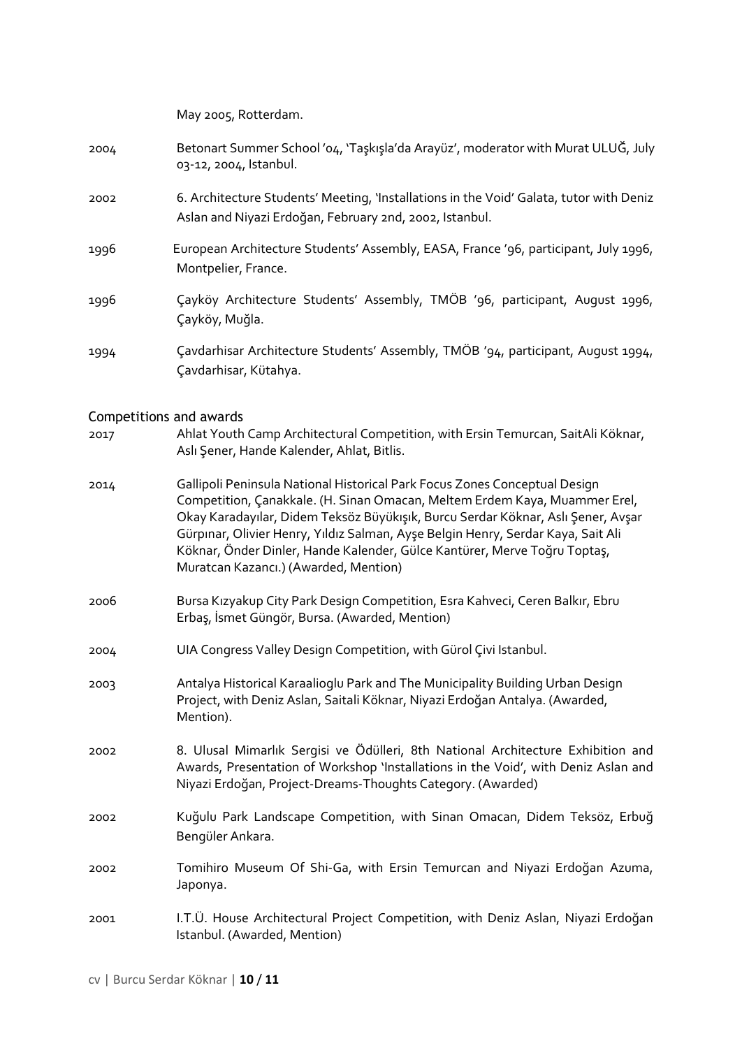May 2005, Rotterdam.

2004 Betonart Summer School '04, 'Taşkışla'da Arayüz', moderator with Murat ULUĞ, July 03-12, 2004, Istanbul.

2002 6. Architecture Students' Meeting, 'Installations in the Void' Galata, tutor with Deniz Aslan and Niyazi Erdoğan, February 2nd, 2002, Istanbul.

1996 European Architecture Students' Assembly, EASA, France '96, participant, July 1996, Montpelier, France.

1996 Çayköy Architecture Students' Assembly, TMÖB '96, participant, August 1996, Çayköy, Muğla.

1994 Çavdarhisar Architecture Students' Assembly, TMÖB '94, participant, August 1994, Çavdarhisar, Kütahya.

## Competitions and awards

2017 Ahlat Youth Camp Architectural Competition, with Ersin Temurcan, SaitAli Köknar, Aslı Şener, Hande Kalender, Ahlat, Bitlis.

2014 Gallipoli Peninsula National Historical Park Focus Zones Conceptual Design Competition, Çanakkale. (H. Sinan Omacan, Meltem Erdem Kaya, Muammer Erel, Okay Karadayılar, Didem Teksöz Büyükışık, Burcu Serdar Köknar, Aslı Şener, Avşar Gürpınar, Olivier Henry, Yıldız Salman, Ayşe Belgin Henry, Serdar Kaya, Sait Ali Köknar, Önder Dinler, Hande Kalender, Gülce Kantürer, Merve Toğru Toptaş, Muratcan Kazancı.) (Awarded, Mention)

2006 Bursa Kızyakup City Park Design Competition, Esra Kahveci, Ceren Balkır, Ebru Erbaş, İsmet Güngör, Bursa. (Awarded, Mention)

2004 UIA Congress Valley Design Competition, with Gürol Çivi Istanbul.

2003 Antalya Historical Karaalioglu Park and The Municipality Building Urban Design Project, with Deniz Aslan, Saitali Köknar, Niyazi Erdoğan Antalya. (Awarded, Mention).

2002 8. Ulusal Mimarlık Sergisi ve Ödülleri, 8th National Architecture Exhibition and Awards, Presentation of Workshop 'Installations in the Void', with Deniz Aslan and Niyazi Erdoğan, Project-Dreams-Thoughts Category. (Awarded)

2002 Kuğulu Park Landscape Competition, with Sinan Omacan, Didem Teksöz, Erbuğ Bengüler Ankara.

2002 Tomihiro Museum Of Shi-Ga, with Ersin Temurcan and Niyazi Erdoğan Azuma, Japonya.

2001 I.T.Ü. House Architectural Project Competition, with Deniz Aslan, Niyazi Erdoğan Istanbul. (Awarded, Mention)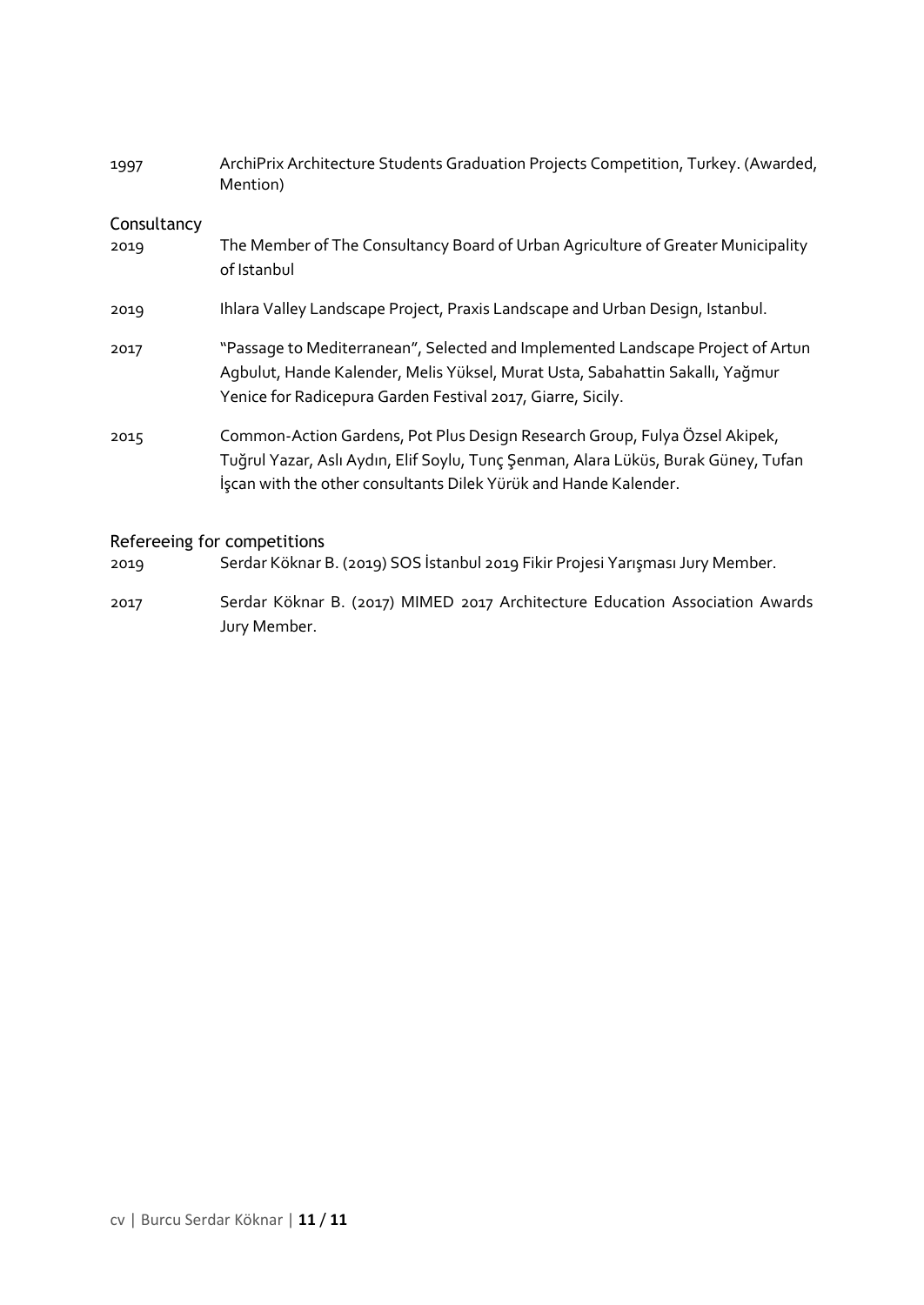| | |
|---|---|
| 1997 | ArchiPrix Architecture Students Graduation Projects Competition, Turkey. (Awarded, Mention) |

### Consultancy

| | |
|---|---|
| 2019 | The Member of The Consultancy Board of Urban Agriculture of Greater Municipality of Istanbul |
| 2019 | Ihlara Valley Landscape Project, Praxis Landscape and Urban Design, Istanbul. |
| 2017 | "Passage to Mediterranean", Selected and Implemented Landscape Project of Artun Agbulut, Hande Kalender, Melis Yüksel, Murat Usta, Sabahattin Sakallı, Yağmur Yenice for Radicepura Garden Festival 2017, Giarre, Sicily. |
| 2015 | Common-Action Gardens, Pot Plus Design Research Group, Fulya Özsel Akipek, Tuğrul Yazar, Aslı Aydın, Elif Soylu, Tunç Şenman, Alara Lüküs, Burak Güney, Tufan İşcan with the other consultants Dilek Yürük and Hande Kalender. |

### Refereeing for competitions

| | |
|---|---|
| 2019 | Serdar Köknar B. (2019) SOS İstanbul 2019 Fikir Projesi Yarışması Jury Member. |
| 2017 | Serdar Köknar B. (2017) MIMED 2017 Architecture Education Association Awards Jury Member. |